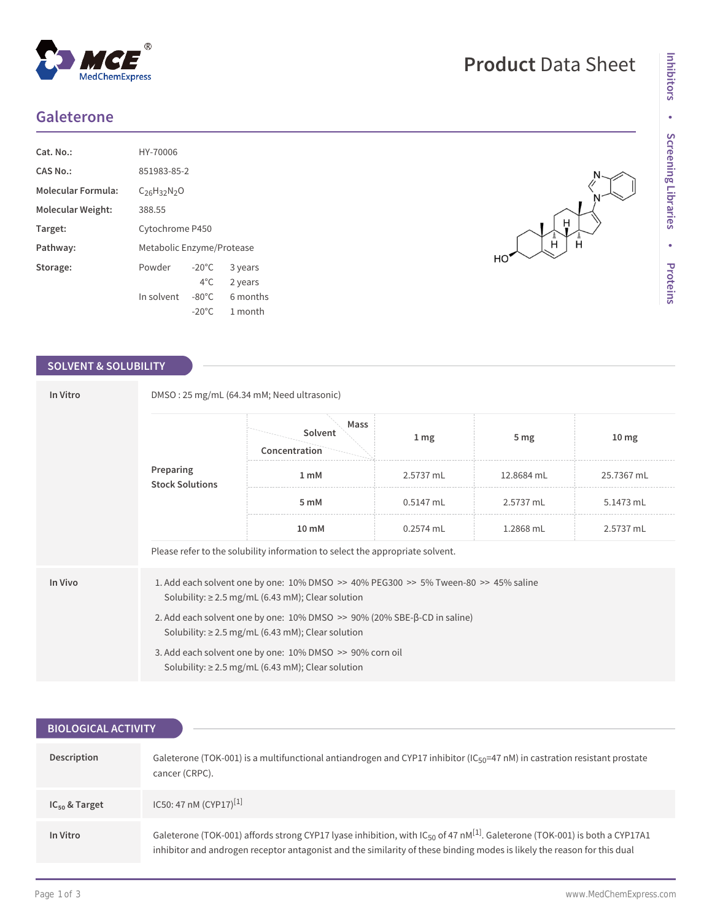# Product Data Sheet

## Galeterone

| | |
|---|---|
| **Cat. No.:** | HY-70006 |
| **CAS No.:** | 851983-85-2 |
| **Molecular Formula:** | $C_{26}H_{32}N_2O$ |
| **Molecular Weight:** | 388.55 |
| **Target:** | Cytochrome P450 |
| **Pathway:** | Metabolic Enzyme/Protease |
| **Storage:** | Powder -20°C 3 years; 4°C 2 years; In solvent -80°C 6 months; -20°C 1 month |

## SOLVENT & SOLUBILITY

**In Vitro**

DMSO : 25 mg/mL (64.34 mM; Need ultrasonic)

Preparing Stock Solutions

| Concentration \ Solvent \ Mass | 1 mg | 5 mg | 10 mg |
|---|---|---|---|
| 1 mM | 2.5737 mL | 12.8684 mL | 25.7367 mL |
| 5 mM | 0.5147 mL | 2.5737 mL | 5.1473 mL |
| 10 mM | 0.2574 mL | 1.2868 mL | 2.5737 mL |

Please refer to the solubility information to select the appropriate solvent.

**In Vivo**

1. Add each solvent one by one: 10% DMSO >> 40% PEG300 >> 5% Tween-80 >> 45% saline
   Solubility: ≥ 2.5 mg/mL (6.43 mM); Clear solution
2. Add each solvent one by one: 10% DMSO >> 90% (20% SBE-β-CD in saline)
   Solubility: ≥ 2.5 mg/mL (6.43 mM); Clear solution
3. Add each solvent one by one: 10% DMSO >> 90% corn oil
   Solubility: ≥ 2.5 mg/mL (6.43 mM); Clear solution

## BIOLOGICAL ACTIVITY

**Description**

Galeterone (TOK-001) is a multifunctional antiandrogen and CYP17 inhibitor ($IC_{50}$=47 nM) in castration resistant prostate cancer (CRPC).

**$IC_{50}$ & Target**

IC50: 47 nM (CYP17)[1]

**In Vitro**

Galeterone (TOK-001) affords strong CYP17 lyase inhibition, with $IC_{50}$ of 47 nM[1]. Galeterone (TOK-001) is both a CYP17A1 inhibitor and androgen receptor antagonist and the similarity of these binding modes is likely the reason for this dual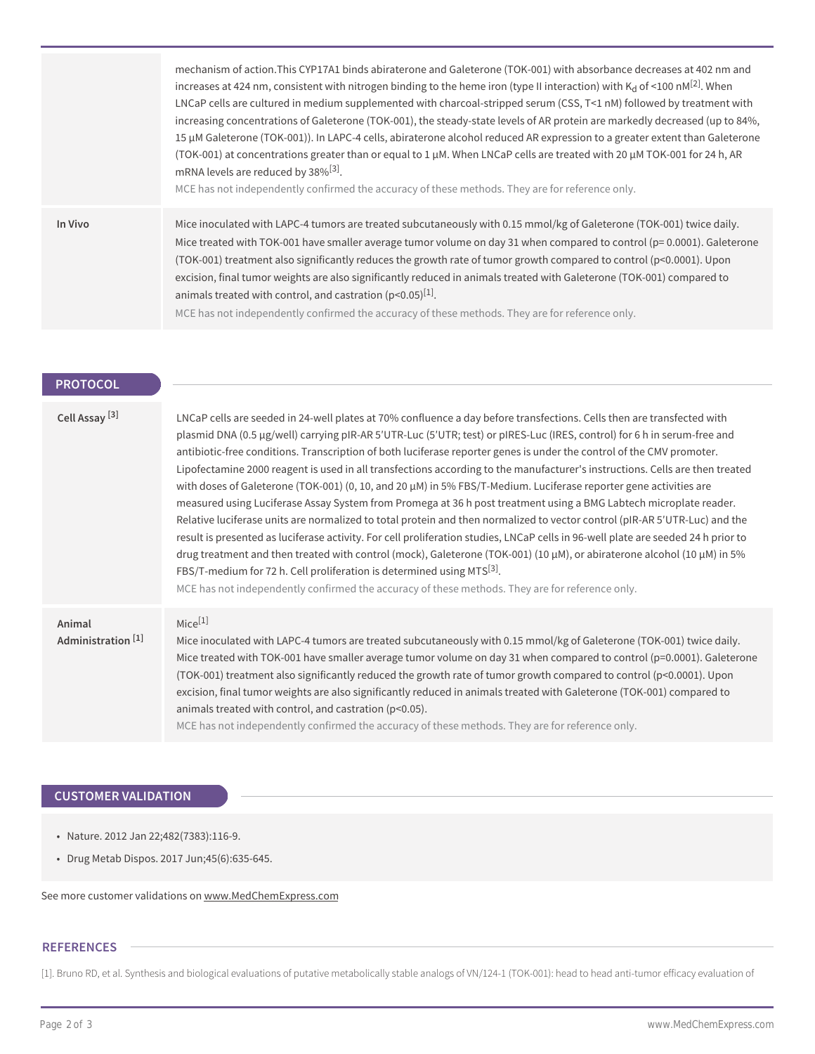mechanism of action.This CYP17A1 binds abiraterone and Galeterone (TOK-001) with absorbance decreases at 402 nm and increases at 424 nm, consistent with nitrogen binding to the heme iron (type II interaction) with $K_d$ of <100 nM[2]. When LNCaP cells are cultured in medium supplemented with charcoal-stripped serum (CSS, T<1 nM) followed by treatment with increasing concentrations of Galeterone (TOK-001), the steady-state levels of AR protein are markedly decreased (up to 84%, 15 μM Galeterone (TOK-001)). In LAPC-4 cells, abiraterone alcohol reduced AR expression to a greater extent than Galeterone (TOK-001) at concentrations greater than or equal to 1 μM. When LNCaP cells are treated with 20 μM TOK-001 for 24 h, AR mRNA levels are reduced by 38%[3].

MCE has not independently confirmed the accuracy of these methods. They are for reference only.

**In Vivo**

Mice inoculated with LAPC-4 tumors are treated subcutaneously with 0.15 mmol/kg of Galeterone (TOK-001) twice daily. Mice treated with TOK-001 have smaller average tumor volume on day 31 when compared to control ($p= 0.0001$). Galeterone (TOK-001) treatment also significantly reduces the growth rate of tumor growth compared to control ($p<0.0001$). Upon excision, final tumor weights are also significantly reduced in animals treated with Galeterone (TOK-001) compared to animals treated with control, and castration ($p<0.05$)[1].

MCE has not independently confirmed the accuracy of these methods. They are for reference only.

## PROTOCOL

**Cell Assay [3]**

LNCaP cells are seeded in 24-well plates at 70% confluence a day before transfections. Cells then are transfected with plasmid DNA (0.5 μg/well) carrying pIR-AR 5'UTR-Luc (5'UTR; test) or pIRES-Luc (IRES, control) for 6 h in serum-free and antibiotic-free conditions. Transcription of both luciferase reporter genes is under the control of the CMV promoter. Lipofectamine 2000 reagent is used in all transfections according to the manufacturer's instructions. Cells are then treated with doses of Galeterone (TOK-001) (0, 10, and 20 μM) in 5% FBS/T-Medium. Luciferase reporter gene activities are measured using Luciferase Assay System from Promega at 36 h post treatment using a BMG Labtech microplate reader. Relative luciferase units are normalized to total protein and then normalized to vector control (pIR-AR 5'UTR-Luc) and the result is presented as luciferase activity. For cell proliferation studies, LNCaP cells in 96-well plate are seeded 24 h prior to drug treatment and then treated with control (mock), Galeterone (TOK-001) (10 μM), or abiraterone alcohol (10 μM) in 5% FBS/T-medium for 72 h. Cell proliferation is determined using MTS[3].

MCE has not independently confirmed the accuracy of these methods. They are for reference only.

**Animal Administration [1]**

Mice[1]

Mice inoculated with LAPC-4 tumors are treated subcutaneously with 0.15 mmol/kg of Galeterone (TOK-001) twice daily. Mice treated with TOK-001 have smaller average tumor volume on day 31 when compared to control ($p=0.0001$). Galeterone (TOK-001) treatment also significantly reduced the growth rate of tumor growth compared to control ($p<0.0001$). Upon excision, final tumor weights are also significantly reduced in animals treated with Galeterone (TOK-001) compared to animals treated with control, and castration ($p<0.05$).

MCE has not independently confirmed the accuracy of these methods. They are for reference only.

## CUSTOMER VALIDATION

- Nature. 2012 Jan 22;482(7383):116-9.
- Drug Metab Dispos. 2017 Jun;45(6):635-645.

See more customer validations on www.MedChemExpress.com

## REFERENCES

[1]. Bruno RD, et al. Synthesis and biological evaluations of putative metabolically stable analogs of VN/124-1 (TOK-001): head to head anti-tumor efficacy evaluation of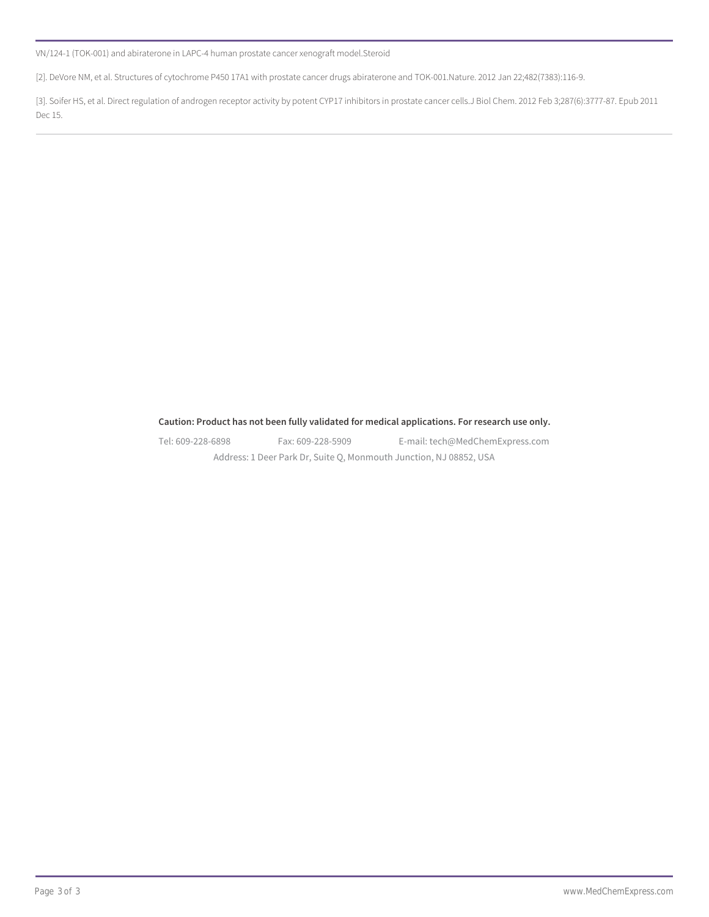VN/124-1 (TOK-001) and abiraterone in LAPC-4 human prostate cancer xenograft model.Steroid

[2]. DeVore NM, et al. Structures of cytochrome P450 17A1 with prostate cancer drugs abiraterone and TOK-001.Nature. 2012 Jan 22;482(7383):116-9.

[3]. Soifer HS, et al. Direct regulation of androgen receptor activity by potent CYP17 inhibitors in prostate cancer cells.J Biol Chem. 2012 Feb 3;287(6):3777-87. Epub 2011 Dec 15.

**Caution: Product has not been fully validated for medical applications. For research use only.**

Tel: 609-228-6898 Fax: 609-228-5909 E-mail: tech@MedChemExpress.com

Address: 1 Deer Park Dr, Suite Q, Monmouth Junction, NJ 08852, USA